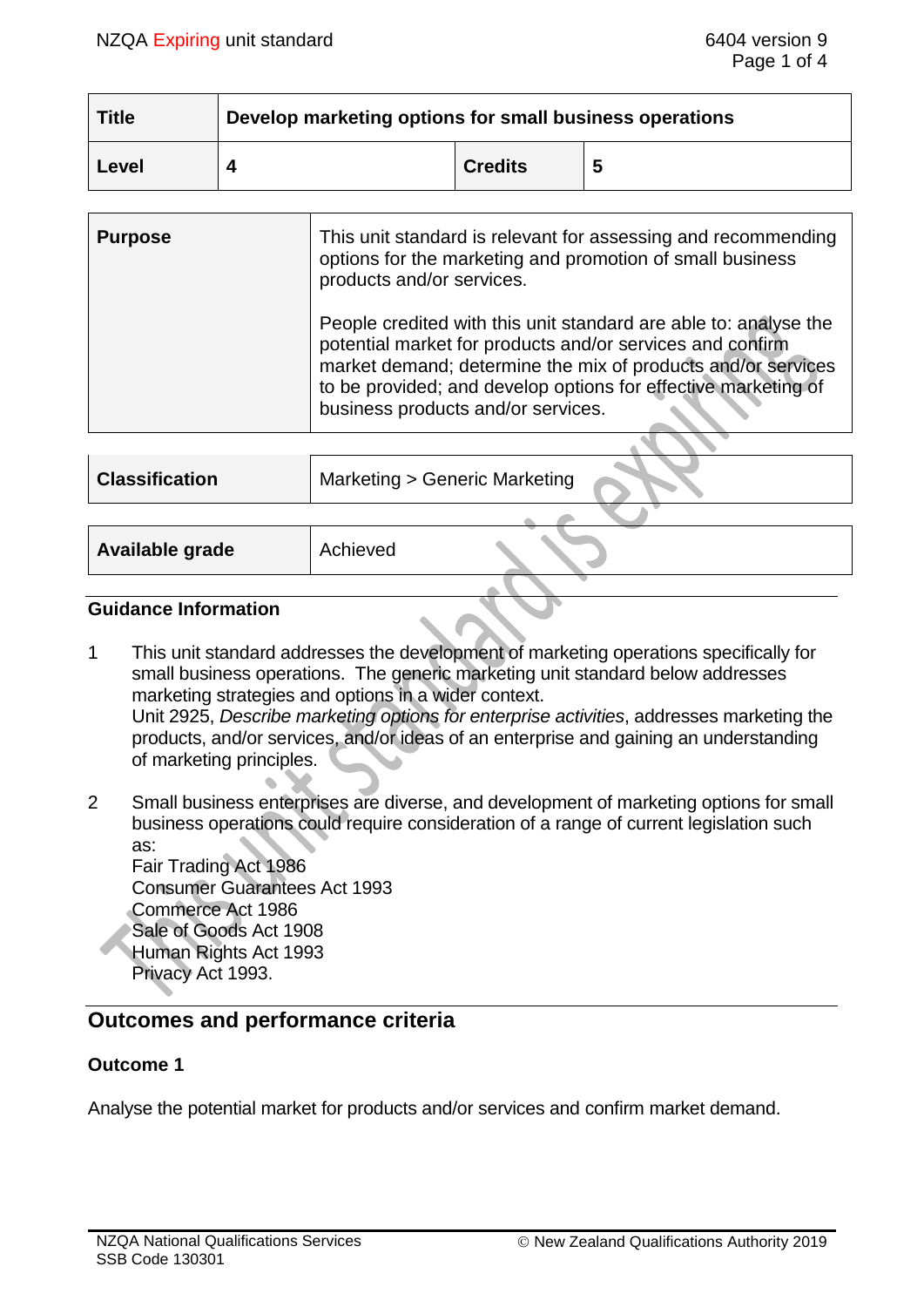| Title | Develop marketing options for small business operations | | |
|---|---|---|---|
| Level | 4 | Credits | 5 |

| Purpose | This unit standard is relevant for assessing and recommending options for the marketing and promotion of small business products and/or services.<br><br>People credited with this unit standard are able to: analyse the potential market for products and/or services and confirm market demand; determine the mix of products and/or services to be provided; and develop options for effective marketing of business products and/or services. |
|---|---|

| Classification | Marketing > Generic Marketing |
|---|---|

| Available grade | Achieved |
|---|---|

### Guidance Information

1. This unit standard addresses the development of marketing operations specifically for small business operations. The generic marketing unit standard below addresses marketing strategies and options in a wider context.
   Unit 2925, *Describe marketing options for enterprise activities*, addresses marketing the products, and/or services, and/or ideas of an enterprise and gaining an understanding of marketing principles.

2. Small business enterprises are diverse, and development of marketing options for small business operations could require consideration of a range of current legislation such as:
   Fair Trading Act 1986
   Consumer Guarantees Act 1993
   Commerce Act 1986
   Sale of Goods Act 1908
   Human Rights Act 1993
   Privacy Act 1993.

## Outcomes and performance criteria

### Outcome 1

Analyse the potential market for products and/or services and confirm market demand.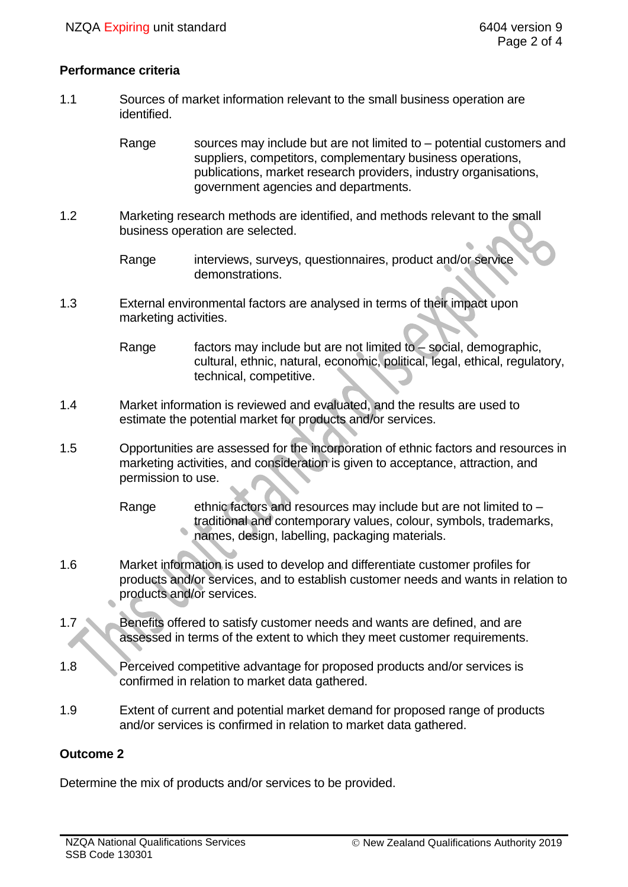## Performance criteria

1.1 Sources of market information relevant to the small business operation are identified.

Range: sources may include but are not limited to – potential customers and suppliers, competitors, complementary business operations, publications, market research providers, industry organisations, government agencies and departments.

1.2 Marketing research methods are identified, and methods relevant to the small business operation are selected.

Range: interviews, surveys, questionnaires, product and/or service demonstrations.

1.3 External environmental factors are analysed in terms of their impact upon marketing activities.

Range: factors may include but are not limited to – social, demographic, cultural, ethnic, natural, economic, political, legal, ethical, regulatory, technical, competitive.

1.4 Market information is reviewed and evaluated, and the results are used to estimate the potential market for products and/or services.

1.5 Opportunities are assessed for the incorporation of ethnic factors and resources in marketing activities, and consideration is given to acceptance, attraction, and permission to use.

Range: ethnic factors and resources may include but are not limited to – traditional and contemporary values, colour, symbols, trademarks, names, design, labelling, packaging materials.

1.6 Market information is used to develop and differentiate customer profiles for products and/or services, and to establish customer needs and wants in relation to products and/or services.

1.7 Benefits offered to satisfy customer needs and wants are defined, and are assessed in terms of the extent to which they meet customer requirements.

1.8 Perceived competitive advantage for proposed products and/or services is confirmed in relation to market data gathered.

1.9 Extent of current and potential market demand for proposed range of products and/or services is confirmed in relation to market data gathered.

## Outcome 2

Determine the mix of products and/or services to be provided.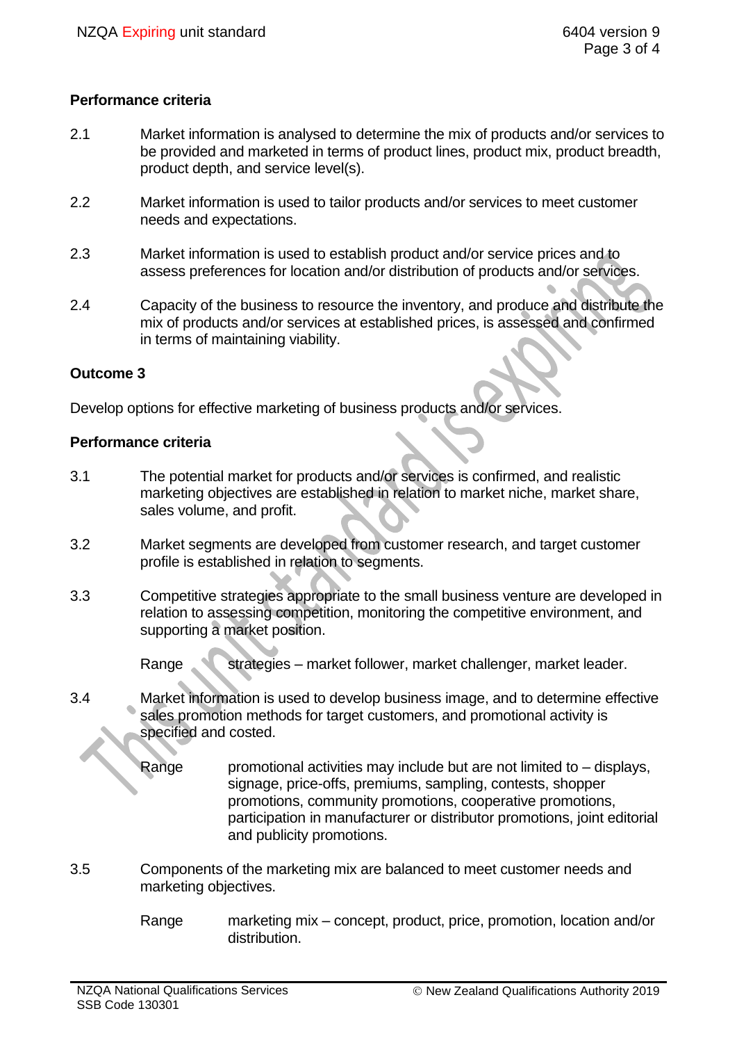**Performance criteria**

2.1 Market information is analysed to determine the mix of products and/or services to be provided and marketed in terms of product lines, product mix, product breadth, product depth, and service level(s).

2.2 Market information is used to tailor products and/or services to meet customer needs and expectations.

2.3 Market information is used to establish product and/or service prices and to assess preferences for location and/or distribution of products and/or services.

2.4 Capacity of the business to resource the inventory, and produce and distribute the mix of products and/or services at established prices, is assessed and confirmed in terms of maintaining viability.

**Outcome 3**

Develop options for effective marketing of business products and/or services.

**Performance criteria**

3.1 The potential market for products and/or services is confirmed, and realistic marketing objectives are established in relation to market niche, market share, sales volume, and profit.

3.2 Market segments are developed from customer research, and target customer profile is established in relation to segments.

3.3 Competitive strategies appropriate to the small business venture are developed in relation to assessing competition, monitoring the competitive environment, and supporting a market position.

Range strategies – market follower, market challenger, market leader.

3.4 Market information is used to develop business image, and to determine effective sales promotion methods for target customers, and promotional activity is specified and costed.

Range promotional activities may include but are not limited to – displays, signage, price-offs, premiums, sampling, contests, shopper promotions, community promotions, cooperative promotions, participation in manufacturer or distributor promotions, joint editorial and publicity promotions.

3.5 Components of the marketing mix are balanced to meet customer needs and marketing objectives.

Range marketing mix – concept, product, price, promotion, location and/or distribution.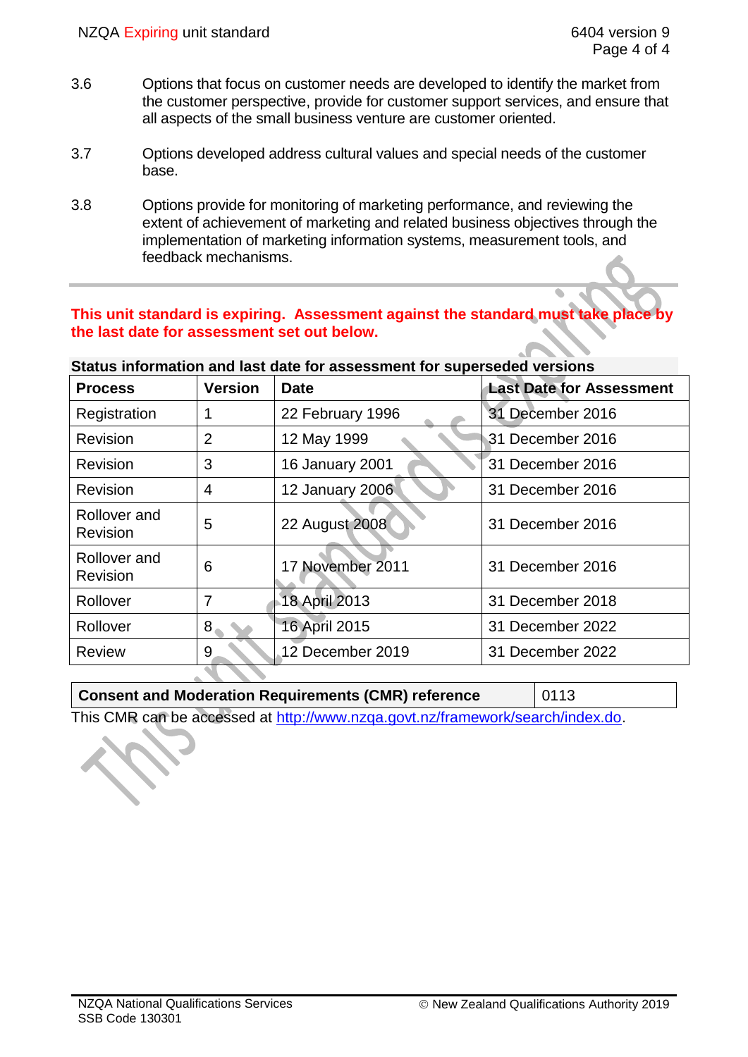3.6 Options that focus on customer needs are developed to identify the market from the customer perspective, provide for customer support services, and ensure that all aspects of the small business venture are customer oriented.

3.7 Options developed address cultural values and special needs of the customer base.

3.8 Options provide for monitoring of marketing performance, and reviewing the extent of achievement of marketing and related business objectives through the implementation of marketing information systems, measurement tools, and feedback mechanisms.

---

**This unit standard is expiring. Assessment against the standard must take place by the last date for assessment set out below.**

**Status information and last date for assessment for superseded versions**

| Process | Version | Date | Last Date for Assessment |
|---|---|---|---|
| Registration | 1 | 22 February 1996 | 31 December 2016 |
| Revision | 2 | 12 May 1999 | 31 December 2016 |
| Revision | 3 | 16 January 2001 | 31 December 2016 |
| Revision | 4 | 12 January 2006 | 31 December 2016 |
| Rollover and Revision | 5 | 22 August 2008 | 31 December 2016 |
| Rollover and Revision | 6 | 17 November 2011 | 31 December 2016 |
| Rollover | 7 | 18 April 2013 | 31 December 2018 |
| Rollover | 8 | 16 April 2015 | 31 December 2022 |
| Review | 9 | 12 December 2019 | 31 December 2022 |

| Consent and Moderation Requirements (CMR) reference | 0113 |
|---|---|

This CMR can be accessed at http://www.nzqa.govt.nz/framework/search/index.do.